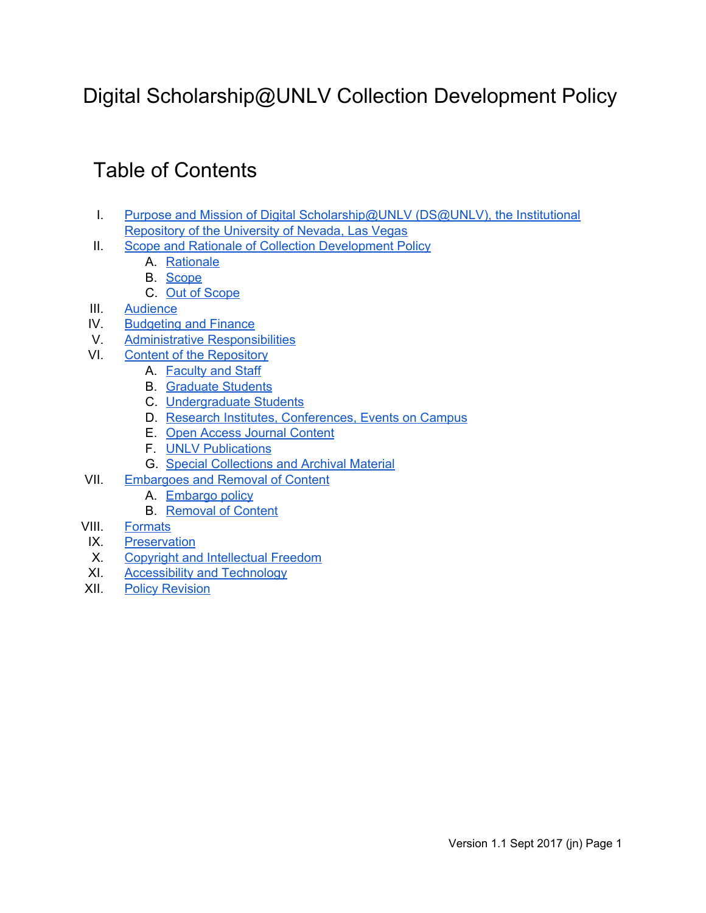# Digital Scholarship@UNLV Collection Development Policy

## Table of Contents

I. Purpose and Mission of Digital Scholarship@UNLV (DS@UNLV), the Institutional Repository of the University of Nevada, Las Vegas

II. Scope and Rationale of Collection Development Policy
   - A. Rationale
   - B. Scope
   - C. Out of Scope

III. Audience

IV. Budgeting and Finance

V. Administrative Responsibilities

VI. Content of the Repository
   - A. Faculty and Staff
   - B. Graduate Students
   - C. Undergraduate Students
   - D. Research Institutes, Conferences, Events on Campus
   - E. Open Access Journal Content
   - F. UNLV Publications
   - G. Special Collections and Archival Material

VII. Embargoes and Removal of Content
   - A. Embargo policy
   - B. Removal of Content

VIII. Formats

IX. Preservation

X. Copyright and Intellectual Freedom

XI. Accessibility and Technology

XII. Policy Revision

Version 1.1 Sept 2017 (jn)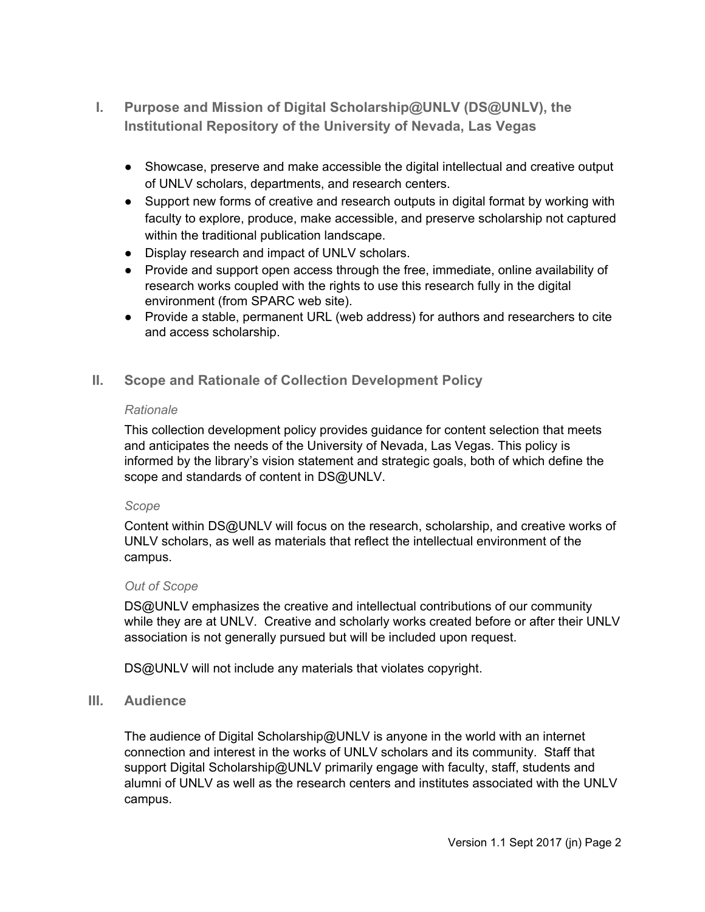## I. Purpose and Mission of Digital Scholarship@UNLV (DS@UNLV), the Institutional Repository of the University of Nevada, Las Vegas

- Showcase, preserve and make accessible the digital intellectual and creative output of UNLV scholars, departments, and research centers.
- Support new forms of creative and research outputs in digital format by working with faculty to explore, produce, make accessible, and preserve scholarship not captured within the traditional publication landscape.
- Display research and impact of UNLV scholars.
- Provide and support open access through the free, immediate, online availability of research works coupled with the rights to use this research fully in the digital environment (from SPARC web site).
- Provide a stable, permanent URL (web address) for authors and researchers to cite and access scholarship.

## II. Scope and Rationale of Collection Development Policy

*Rationale*

This collection development policy provides guidance for content selection that meets and anticipates the needs of the University of Nevada, Las Vegas. This policy is informed by the library's vision statement and strategic goals, both of which define the scope and standards of content in DS@UNLV.

*Scope*

Content within DS@UNLV will focus on the research, scholarship, and creative works of UNLV scholars, as well as materials that reflect the intellectual environment of the campus.

*Out of Scope*

DS@UNLV emphasizes the creative and intellectual contributions of our community while they are at UNLV. Creative and scholarly works created before or after their UNLV association is not generally pursued but will be included upon request.

DS@UNLV will not include any materials that violates copyright.

## III. Audience

The audience of Digital Scholarship@UNLV is anyone in the world with an internet connection and interest in the works of UNLV scholars and its community. Staff that support Digital Scholarship@UNLV primarily engage with faculty, staff, students and alumni of UNLV as well as the research centers and institutes associated with the UNLV campus.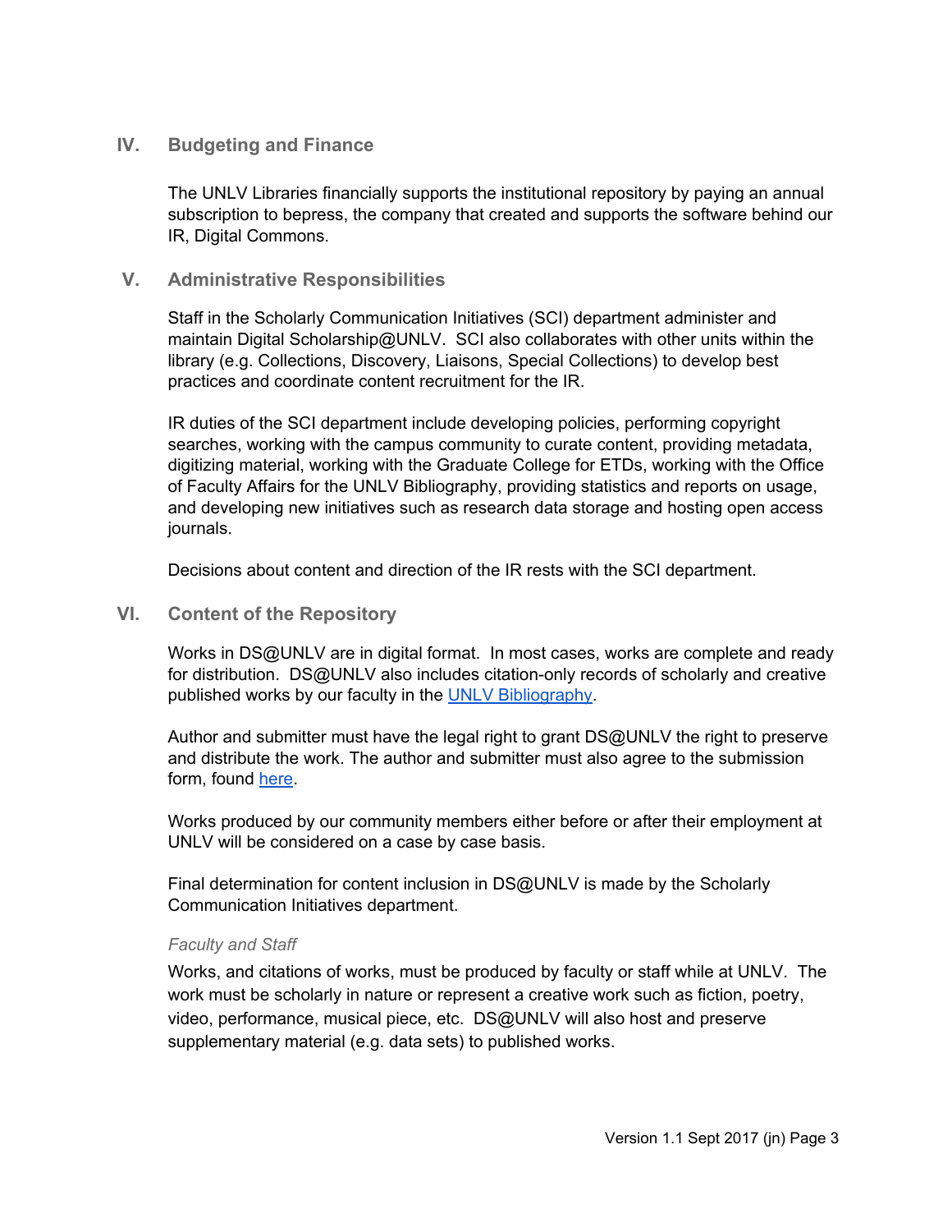## IV. Budgeting and Finance

The UNLV Libraries financially supports the institutional repository by paying an annual subscription to bepress, the company that created and supports the software behind our IR, Digital Commons.

## V. Administrative Responsibilities

Staff in the Scholarly Communication Initiatives (SCI) department administer and maintain Digital Scholarship@UNLV. SCI also collaborates with other units within the library (e.g. Collections, Discovery, Liaisons, Special Collections) to develop best practices and coordinate content recruitment for the IR.

IR duties of the SCI department include developing policies, performing copyright searches, working with the campus community to curate content, providing metadata, digitizing material, working with the Graduate College for ETDs, working with the Office of Faculty Affairs for the UNLV Bibliography, providing statistics and reports on usage, and developing new initiatives such as research data storage and hosting open access journals.

Decisions about content and direction of the IR rests with the SCI department.

## VI. Content of the Repository

Works in DS@UNLV are in digital format. In most cases, works are complete and ready for distribution. DS@UNLV also includes citation-only records of scholarly and creative published works by our faculty in the UNLV Bibliography.

Author and submitter must have the legal right to grant DS@UNLV the right to preserve and distribute the work. The author and submitter must also agree to the submission form, found here.

Works produced by our community members either before or after their employment at UNLV will be considered on a case by case basis.

Final determination for content inclusion in DS@UNLV is made by the Scholarly Communication Initiatives department.

*Faculty and Staff*

Works, and citations of works, must be produced by faculty or staff while at UNLV. The work must be scholarly in nature or represent a creative work such as fiction, poetry, video, performance, musical piece, etc. DS@UNLV will also host and preserve supplementary material (e.g. data sets) to published works.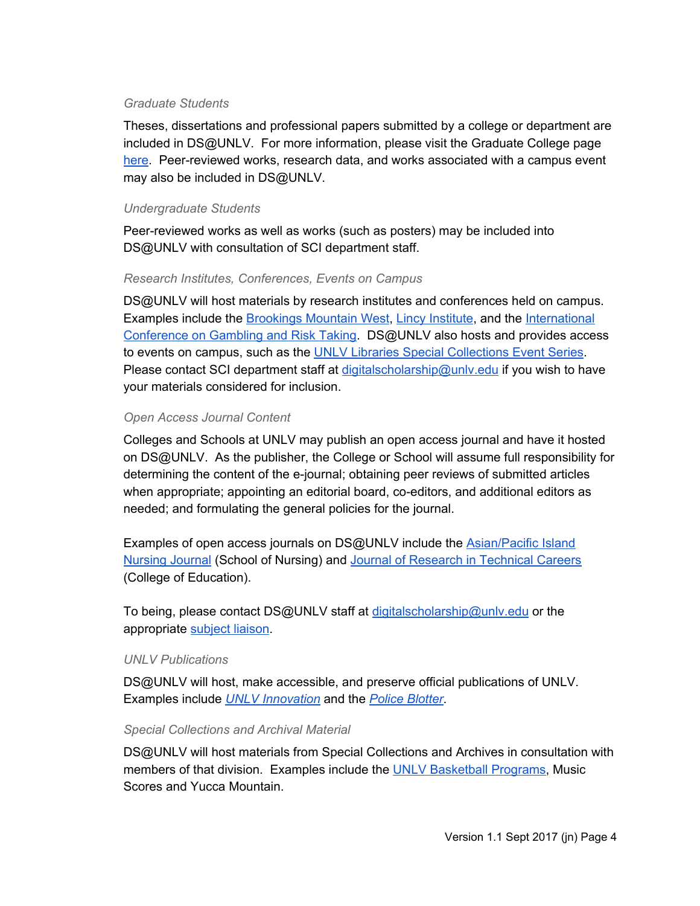### *Graduate Students*

Theses, dissertations and professional papers submitted by a college or department are included in DS@UNLV. For more information, please visit the Graduate College page here. Peer-reviewed works, research data, and works associated with a campus event may also be included in DS@UNLV.

### *Undergraduate Students*

Peer-reviewed works as well as works (such as posters) may be included into DS@UNLV with consultation of SCI department staff.

### *Research Institutes, Conferences, Events on Campus*

DS@UNLV will host materials by research institutes and conferences held on campus. Examples include the Brookings Mountain West, Lincy Institute, and the International Conference on Gambling and Risk Taking. DS@UNLV also hosts and provides access to events on campus, such as the UNLV Libraries Special Collections Event Series. Please contact SCI department staff at digitalscholarship@unlv.edu if you wish to have your materials considered for inclusion.

### *Open Access Journal Content*

Colleges and Schools at UNLV may publish an open access journal and have it hosted on DS@UNLV. As the publisher, the College or School will assume full responsibility for determining the content of the e-journal; obtaining peer reviews of submitted articles when appropriate; appointing an editorial board, co-editors, and additional editors as needed; and formulating the general policies for the journal.

Examples of open access journals on DS@UNLV include the Asian/Pacific Island Nursing Journal (School of Nursing) and Journal of Research in Technical Careers (College of Education).

To being, please contact DS@UNLV staff at digitalscholarship@unlv.edu or the appropriate subject liaison.

### *UNLV Publications*

DS@UNLV will host, make accessible, and preserve official publications of UNLV. Examples include *UNLV Innovation* and the *Police Blotter*.

### *Special Collections and Archival Material*

DS@UNLV will host materials from Special Collections and Archives in consultation with members of that division. Examples include the UNLV Basketball Programs, Music Scores and Yucca Mountain.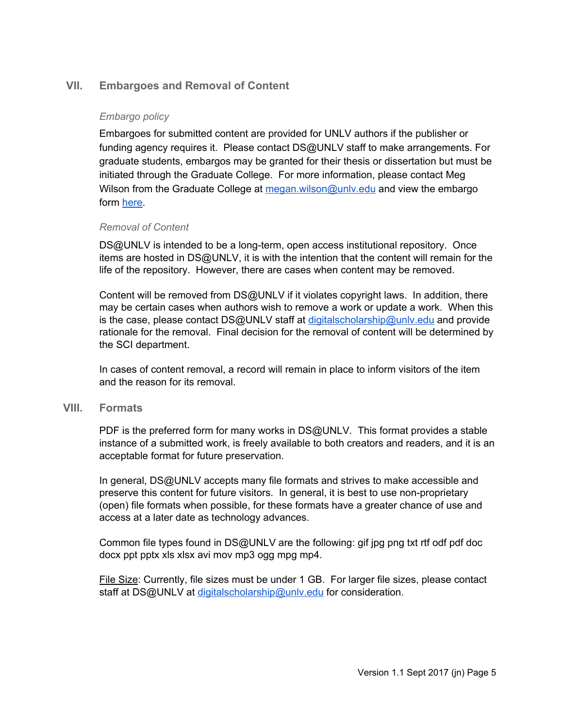## VII. Embargoes and Removal of Content

*Embargo policy*

Embargoes for submitted content are provided for UNLV authors if the publisher or funding agency requires it. Please contact DS@UNLV staff to make arrangements. For graduate students, embargos may be granted for their thesis or dissertation but must be initiated through the Graduate College. For more information, please contact Meg Wilson from the Graduate College at megan.wilson@unlv.edu and view the embargo form here.

*Removal of Content*

DS@UNLV is intended to be a long-term, open access institutional repository. Once items are hosted in DS@UNLV, it is with the intention that the content will remain for the life of the repository. However, there are cases when content may be removed.

Content will be removed from DS@UNLV if it violates copyright laws. In addition, there may be certain cases when authors wish to remove a work or update a work. When this is the case, please contact DS@UNLV staff at digitalscholarship@unlv.edu and provide rationale for the removal. Final decision for the removal of content will be determined by the SCI department.

In cases of content removal, a record will remain in place to inform visitors of the item and the reason for its removal.

## VIII. Formats

PDF is the preferred form for many works in DS@UNLV. This format provides a stable instance of a submitted work, is freely available to both creators and readers, and it is an acceptable format for future preservation.

In general, DS@UNLV accepts many file formats and strives to make accessible and preserve this content for future visitors. In general, it is best to use non-proprietary (open) file formats when possible, for these formats have a greater chance of use and access at a later date as technology advances.

Common file types found in DS@UNLV are the following: gif jpg png txt rtf odf pdf doc docx ppt pptx xls xlsx avi mov mp3 ogg mpg mp4.

File Size: Currently, file sizes must be under 1 GB. For larger file sizes, please contact staff at DS@UNLV at digitalscholarship@unlv.edu for consideration.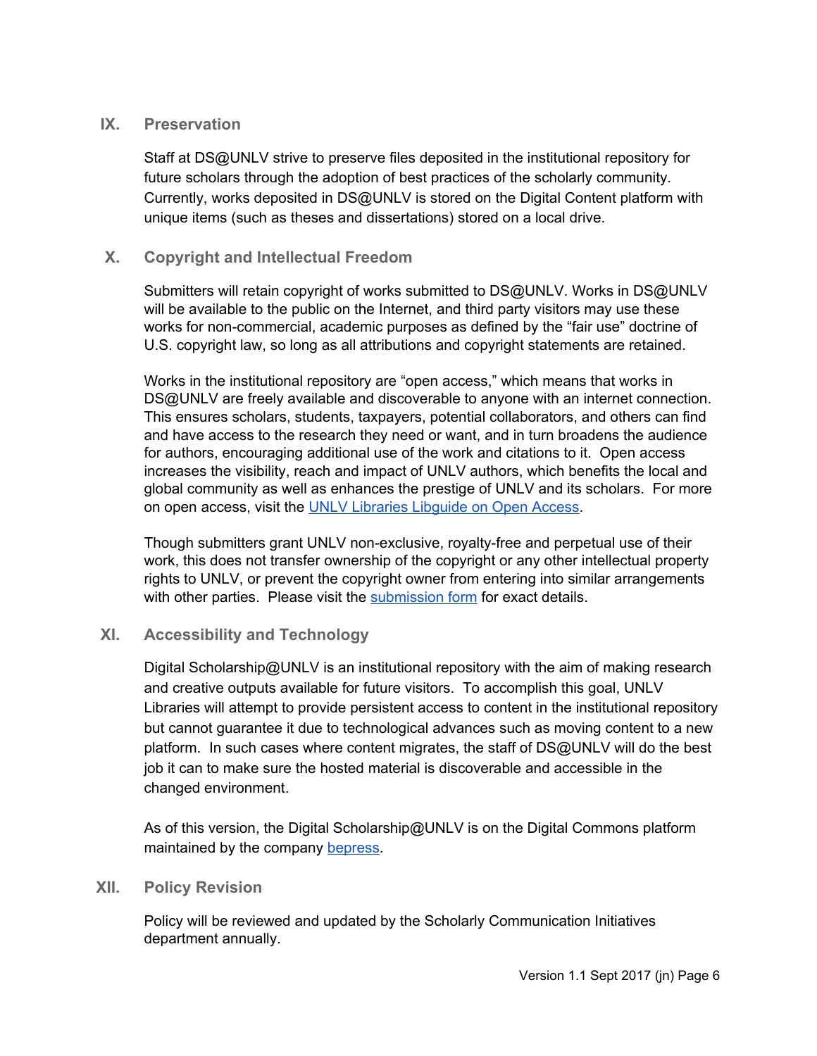## IX. Preservation

Staff at DS@UNLV strive to preserve files deposited in the institutional repository for future scholars through the adoption of best practices of the scholarly community. Currently, works deposited in DS@UNLV is stored on the Digital Content platform with unique items (such as theses and dissertations) stored on a local drive.

## X. Copyright and Intellectual Freedom

Submitters will retain copyright of works submitted to DS@UNLV. Works in DS@UNLV will be available to the public on the Internet, and third party visitors may use these works for non-commercial, academic purposes as defined by the "fair use" doctrine of U.S. copyright law, so long as all attributions and copyright statements are retained.

Works in the institutional repository are "open access," which means that works in DS@UNLV are freely available and discoverable to anyone with an internet connection. This ensures scholars, students, taxpayers, potential collaborators, and others can find and have access to the research they need or want, and in turn broadens the audience for authors, encouraging additional use of the work and citations to it. Open access increases the visibility, reach and impact of UNLV authors, which benefits the local and global community as well as enhances the prestige of UNLV and its scholars. For more on open access, visit the UNLV Libraries Libguide on Open Access.

Though submitters grant UNLV non-exclusive, royalty-free and perpetual use of their work, this does not transfer ownership of the copyright or any other intellectual property rights to UNLV, or prevent the copyright owner from entering into similar arrangements with other parties. Please visit the submission form for exact details.

## XI. Accessibility and Technology

Digital Scholarship@UNLV is an institutional repository with the aim of making research and creative outputs available for future visitors. To accomplish this goal, UNLV Libraries will attempt to provide persistent access to content in the institutional repository but cannot guarantee it due to technological advances such as moving content to a new platform. In such cases where content migrates, the staff of DS@UNLV will do the best job it can to make sure the hosted material is discoverable and accessible in the changed environment.

As of this version, the Digital Scholarship@UNLV is on the Digital Commons platform maintained by the company bepress.

## XII. Policy Revision

Policy will be reviewed and updated by the Scholarly Communication Initiatives department annually.